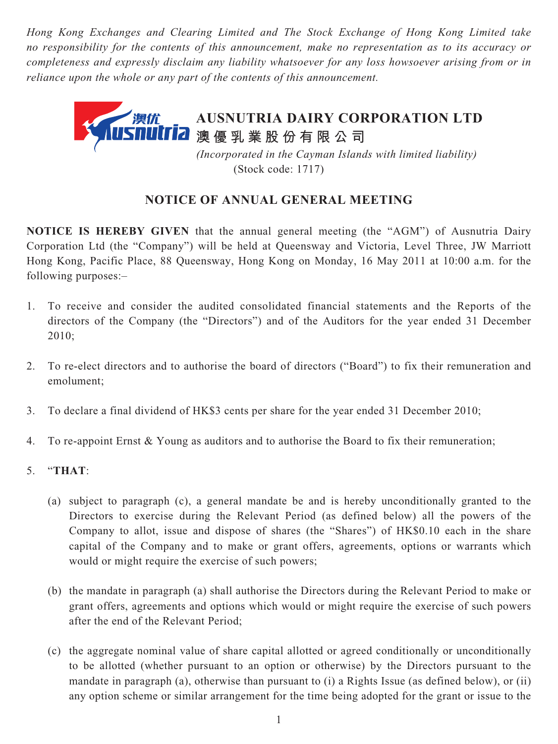*Hong Kong Exchanges and Clearing Limited and The Stock Exchange of Hong Kong Limited take no responsibility for the contents of this announcement, make no representation as to its accuracy or completeness and expressly disclaim any liability whatsoever for any loss howsoever arising from or in reliance upon the whole or any part of the contents of this announcement.*

# AUSNUTRIA DAIRY CORPORATION LTD
# 澳優乳業股份有限公司

*(Incorporated in the Cayman Islands with limited liability)*
(Stock code: 1717)

## NOTICE OF ANNUAL GENERAL MEETING

**NOTICE IS HEREBY GIVEN** that the annual general meeting (the "AGM") of Ausnutria Dairy Corporation Ltd (the "Company") will be held at Queensway and Victoria, Level Three, JW Marriott Hong Kong, Pacific Place, 88 Queensway, Hong Kong on Monday, 16 May 2011 at 10:00 a.m. for the following purposes:–

1. To receive and consider the audited consolidated financial statements and the Reports of the directors of the Company (the "Directors") and of the Auditors for the year ended 31 December 2010;

2. To re-elect directors and to authorise the board of directors ("Board") to fix their remuneration and emolument;

3. To declare a final dividend of HK$3 cents per share for the year ended 31 December 2010;

4. To re-appoint Ernst & Young as auditors and to authorise the Board to fix their remuneration;

5. "**THAT**:

   (a) subject to paragraph (c), a general mandate be and is hereby unconditionally granted to the Directors to exercise during the Relevant Period (as defined below) all the powers of the Company to allot, issue and dispose of shares (the "Shares") of HK$0.10 each in the share capital of the Company and to make or grant offers, agreements, options or warrants which would or might require the exercise of such powers;

   (b) the mandate in paragraph (a) shall authorise the Directors during the Relevant Period to make or grant offers, agreements and options which would or might require the exercise of such powers after the end of the Relevant Period;

   (c) the aggregate nominal value of share capital allotted or agreed conditionally or unconditionally to be allotted (whether pursuant to an option or otherwise) by the Directors pursuant to the mandate in paragraph (a), otherwise than pursuant to (i) a Rights Issue (as defined below), or (ii) any option scheme or similar arrangement for the time being adopted for the grant or issue to the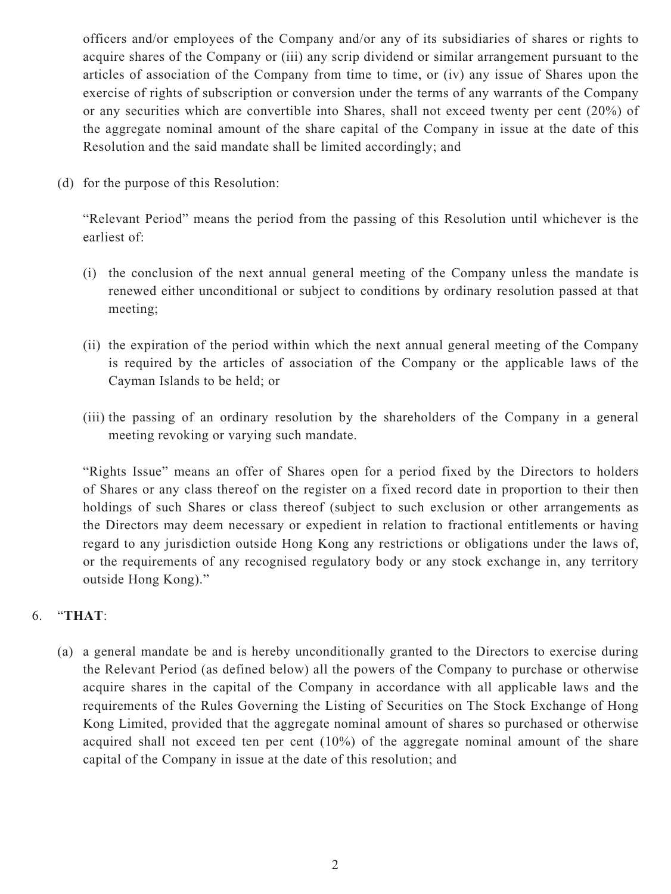officers and/or employees of the Company and/or any of its subsidiaries of shares or rights to acquire shares of the Company or (iii) any scrip dividend or similar arrangement pursuant to the articles of association of the Company from time to time, or (iv) any issue of Shares upon the exercise of rights of subscription or conversion under the terms of any warrants of the Company or any securities which are convertible into Shares, shall not exceed twenty per cent (20%) of the aggregate nominal amount of the share capital of the Company in issue at the date of this Resolution and the said mandate shall be limited accordingly; and

(d) for the purpose of this Resolution:

"Relevant Period" means the period from the passing of this Resolution until whichever is the earliest of:

(i) the conclusion of the next annual general meeting of the Company unless the mandate is renewed either unconditional or subject to conditions by ordinary resolution passed at that meeting;

(ii) the expiration of the period within which the next annual general meeting of the Company is required by the articles of association of the Company or the applicable laws of the Cayman Islands to be held; or

(iii) the passing of an ordinary resolution by the shareholders of the Company in a general meeting revoking or varying such mandate.

"Rights Issue" means an offer of Shares open for a period fixed by the Directors to holders of Shares or any class thereof on the register on a fixed record date in proportion to their then holdings of such Shares or class thereof (subject to such exclusion or other arrangements as the Directors may deem necessary or expedient in relation to fractional entitlements or having regard to any jurisdiction outside Hong Kong any restrictions or obligations under the laws of, or the requirements of any recognised regulatory body or any stock exchange in, any territory outside Hong Kong)."

6. "**THAT**:

(a) a general mandate be and is hereby unconditionally granted to the Directors to exercise during the Relevant Period (as defined below) all the powers of the Company to purchase or otherwise acquire shares in the capital of the Company in accordance with all applicable laws and the requirements of the Rules Governing the Listing of Securities on The Stock Exchange of Hong Kong Limited, provided that the aggregate nominal amount of shares so purchased or otherwise acquired shall not exceed ten per cent (10%) of the aggregate nominal amount of the share capital of the Company in issue at the date of this resolution; and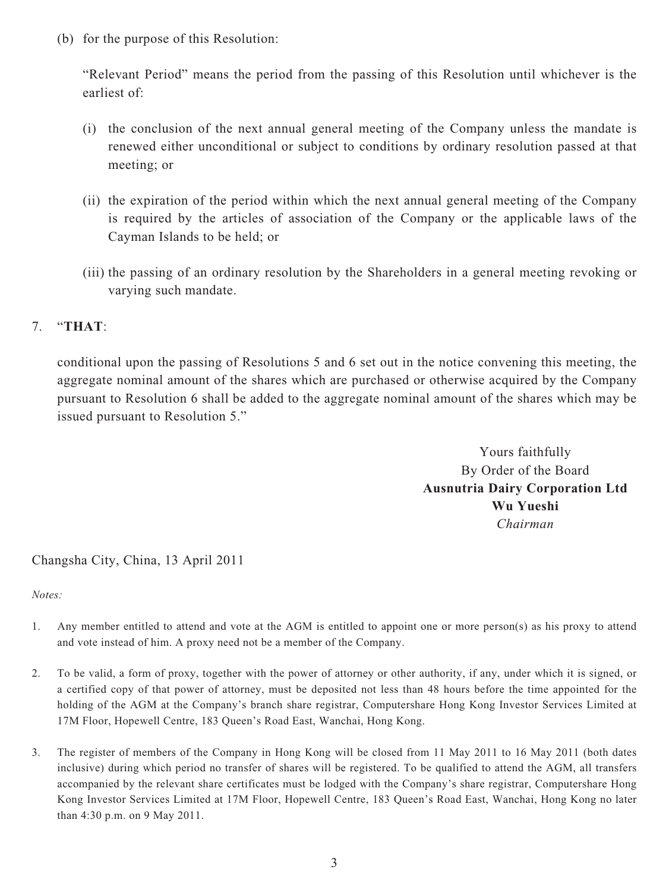(b) for the purpose of this Resolution:

"Relevant Period" means the period from the passing of this Resolution until whichever is the earliest of:

(i) the conclusion of the next annual general meeting of the Company unless the mandate is renewed either unconditional or subject to conditions by ordinary resolution passed at that meeting; or

(ii) the expiration of the period within which the next annual general meeting of the Company is required by the articles of association of the Company or the applicable laws of the Cayman Islands to be held; or

(iii) the passing of an ordinary resolution by the Shareholders in a general meeting revoking or varying such mandate.

7. "**THAT**:

conditional upon the passing of Resolutions 5 and 6 set out in the notice convening this meeting, the aggregate nominal amount of the shares which are purchased or otherwise acquired by the Company pursuant to Resolution 6 shall be added to the aggregate nominal amount of the shares which may be issued pursuant to Resolution 5."

Yours faithfully
By Order of the Board
**Ausnutria Dairy Corporation Ltd**
**Wu Yueshi**
*Chairman*

Changsha City, China, 13 April 2011

*Notes:*

1. Any member entitled to attend and vote at the AGM is entitled to appoint one or more person(s) as his proxy to attend and vote instead of him. A proxy need not be a member of the Company.

2. To be valid, a form of proxy, together with the power of attorney or other authority, if any, under which it is signed, or a certified copy of that power of attorney, must be deposited not less than 48 hours before the time appointed for the holding of the AGM at the Company's branch share registrar, Computershare Hong Kong Investor Services Limited at 17M Floor, Hopewell Centre, 183 Queen's Road East, Wanchai, Hong Kong.

3. The register of members of the Company in Hong Kong will be closed from 11 May 2011 to 16 May 2011 (both dates inclusive) during which period no transfer of shares will be registered. To be qualified to attend the AGM, all transfers accompanied by the relevant share certificates must be lodged with the Company's share registrar, Computershare Hong Kong Investor Services Limited at 17M Floor, Hopewell Centre, 183 Queen's Road East, Wanchai, Hong Kong no later than 4:30 p.m. on 9 May 2011.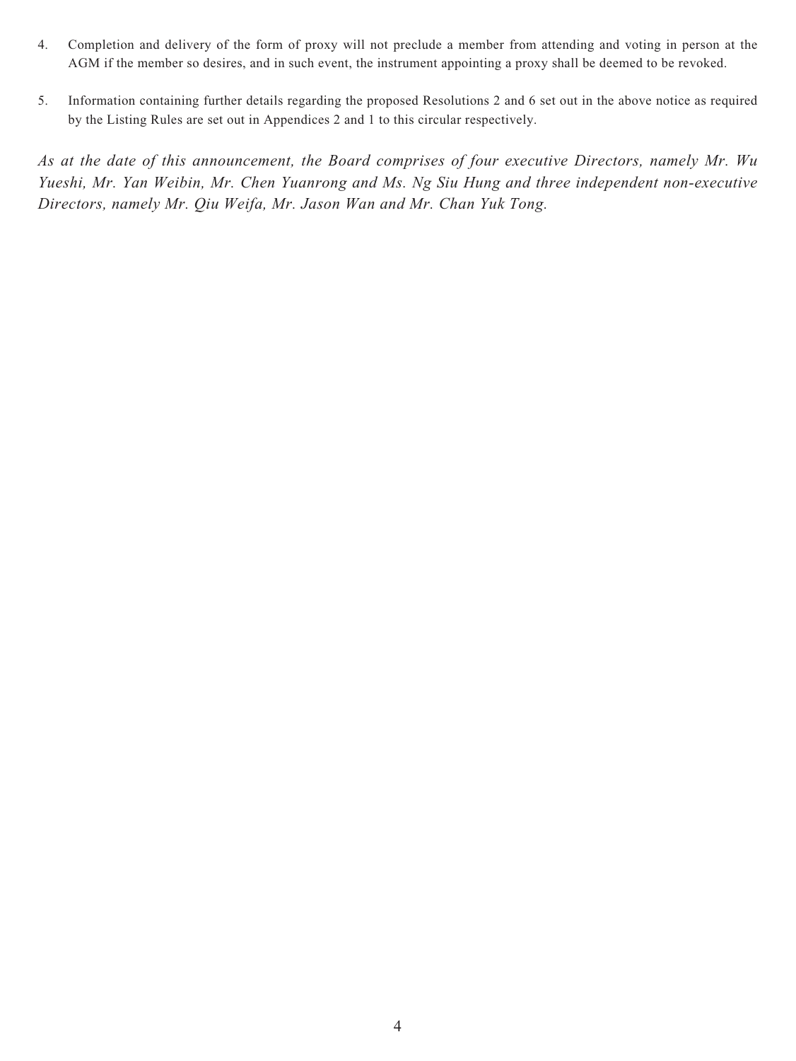4. Completion and delivery of the form of proxy will not preclude a member from attending and voting in person at the AGM if the member so desires, and in such event, the instrument appointing a proxy shall be deemed to be revoked.

5. Information containing further details regarding the proposed Resolutions 2 and 6 set out in the above notice as required by the Listing Rules are set out in Appendices 2 and 1 to this circular respectively.

*As at the date of this announcement, the Board comprises of four executive Directors, namely Mr. Wu Yueshi, Mr. Yan Weibin, Mr. Chen Yuanrong and Ms. Ng Siu Hung and three independent non-executive Directors, namely Mr. Qiu Weifa, Mr. Jason Wan and Mr. Chan Yuk Tong.*